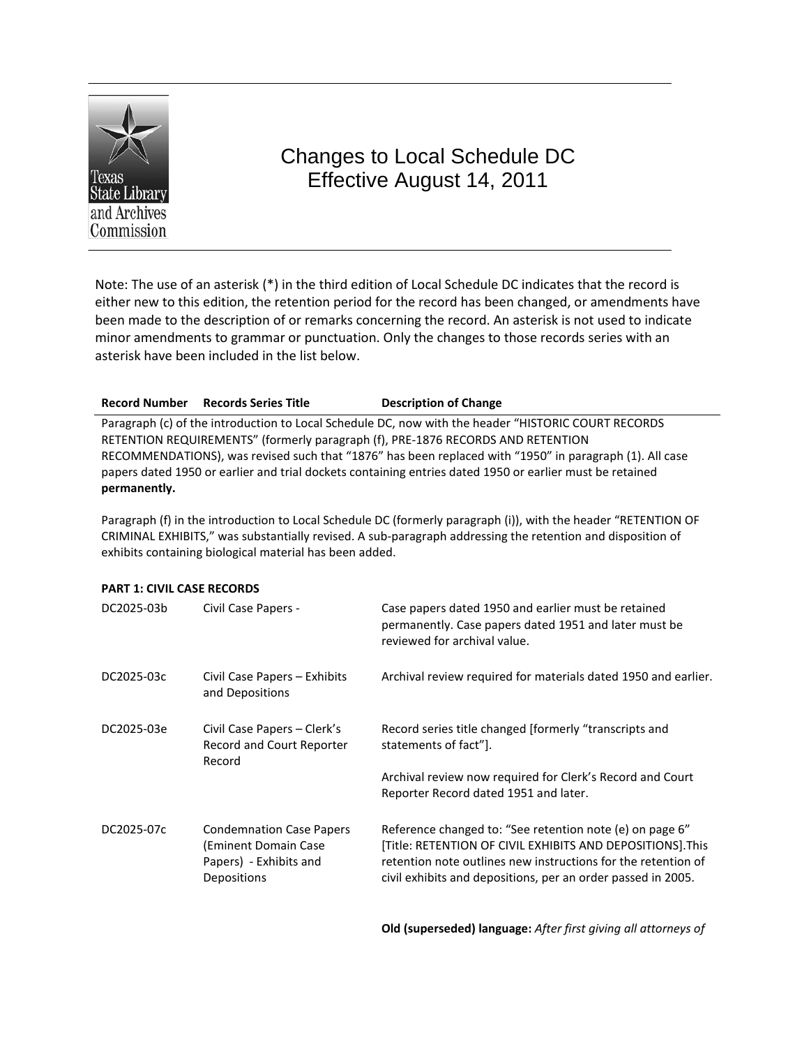Texas State Library and Archives Commission

# Changes to Local Schedule DC Effective August 14, 2011

Note: The use of an asterisk (*) in the third edition of Local Schedule DC indicates that the record is either new to this edition, the retention period for the record has been changed, or amendments have been made to the description of or remarks concerning the record. An asterisk is not used to indicate minor amendments to grammar or punctuation. Only the changes to those records series with an asterisk have been included in the list below.

| Record Number | Records Series Title | Description of Change |
|---|---|---|

Paragraph (c) of the introduction to Local Schedule DC, now with the header "HISTORIC COURT RECORDS RETENTION REQUIREMENTS" (formerly paragraph (f), PRE-1876 RECORDS AND RETENTION RECOMMENDATIONS), was revised such that "1876" has been replaced with "1950" in paragraph (1). All case papers dated 1950 or earlier and trial dockets containing entries dated 1950 or earlier must be retained **permanently.**

Paragraph (f) in the introduction to Local Schedule DC (formerly paragraph (i)), with the header "RETENTION OF CRIMINAL EXHIBITS," was substantially revised. A sub-paragraph addressing the retention and disposition of exhibits containing biological material has been added.

**PART 1: CIVIL CASE RECORDS**

| Record Number | Records Series Title | Description of Change |
|---|---|---|
| DC2025-03b | Civil Case Papers - | Case papers dated 1950 and earlier must be retained permanently. Case papers dated 1951 and later must be reviewed for archival value. |
| DC2025-03c | Civil Case Papers – Exhibits and Depositions | Archival review required for materials dated 1950 and earlier. |
| DC2025-03e | Civil Case Papers – Clerk's Record and Court Reporter Record | Record series title changed [formerly "transcripts and statements of fact"].<br><br>Archival review now required for Clerk's Record and Court Reporter Record dated 1951 and later. |
| DC2025-07c | Condemnation Case Papers (Eminent Domain Case Papers) - Exhibits and Depositions | Reference changed to: "See retention note (e) on page 6" [Title: RETENTION OF CIVIL EXHIBITS AND DEPOSITIONS].This retention note outlines new instructions for the retention of civil exhibits and depositions, per an order passed in 2005.<br><br>**Old (superseded) language:** *After first giving all attorneys of* |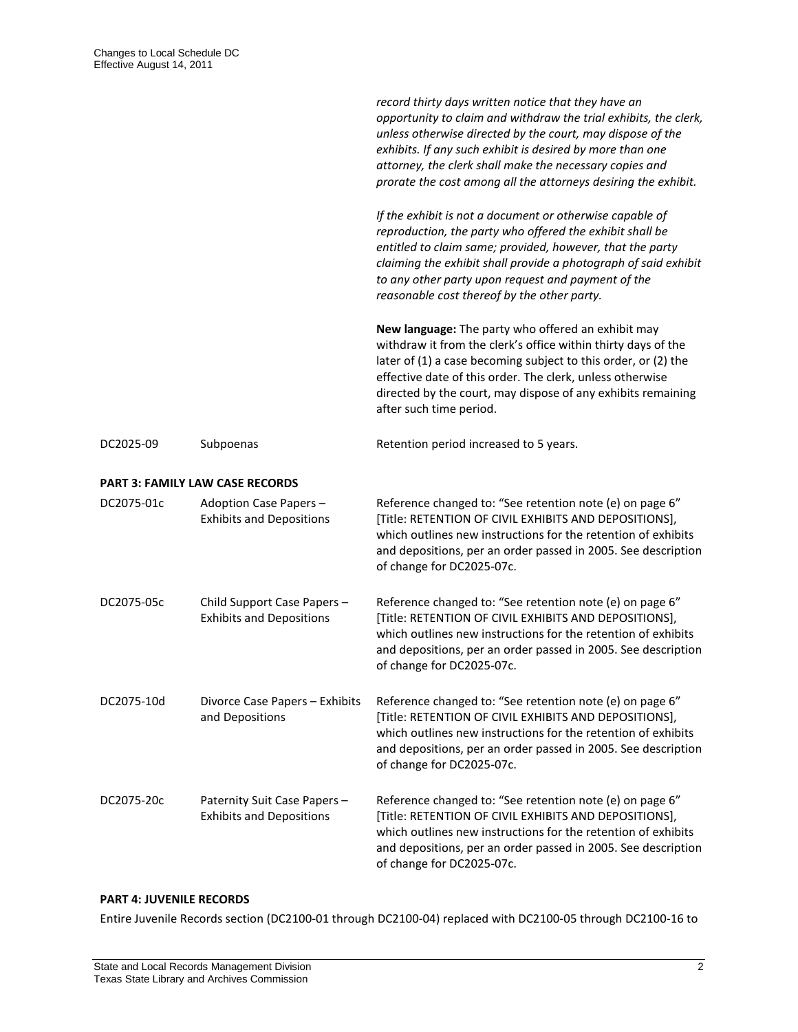| | | |
|---|---|---|
| | | *record thirty days written notice that they have an opportunity to claim and withdraw the trial exhibits, the clerk, unless otherwise directed by the court, may dispose of the exhibits. If any such exhibit is desired by more than one attorney, the clerk shall make the necessary copies and prorate the cost among all the attorneys desiring the exhibit.*<br><br>*If the exhibit is not a document or otherwise capable of reproduction, the party who offered the exhibit shall be entitled to claim same; provided, however, that the party claiming the exhibit shall provide a photograph of said exhibit to any other party upon request and payment of the reasonable cost thereof by the other party.*<br><br>**New language:** The party who offered an exhibit may withdraw it from the clerk's office within thirty days of the later of (1) a case becoming subject to this order, or (2) the effective date of this order. The clerk, unless otherwise directed by the court, may dispose of any exhibits remaining after such time period. |
| DC2025-09 | Subpoenas | Retention period increased to 5 years. |

**PART 3: FAMILY LAW CASE RECORDS**

| | | |
|---|---|---|
| DC2075-01c | Adoption Case Papers – Exhibits and Depositions | Reference changed to: "See retention note (e) on page 6" [Title: RETENTION OF CIVIL EXHIBITS AND DEPOSITIONS], which outlines new instructions for the retention of exhibits and depositions, per an order passed in 2005. See description of change for DC2025-07c. |
| DC2075-05c | Child Support Case Papers – Exhibits and Depositions | Reference changed to: "See retention note (e) on page 6" [Title: RETENTION OF CIVIL EXHIBITS AND DEPOSITIONS], which outlines new instructions for the retention of exhibits and depositions, per an order passed in 2005. See description of change for DC2025-07c. |
| DC2075-10d | Divorce Case Papers – Exhibits and Depositions | Reference changed to: "See retention note (e) on page 6" [Title: RETENTION OF CIVIL EXHIBITS AND DEPOSITIONS], which outlines new instructions for the retention of exhibits and depositions, per an order passed in 2005. See description of change for DC2025-07c. |
| DC2075-20c | Paternity Suit Case Papers – Exhibits and Depositions | Reference changed to: "See retention note (e) on page 6" [Title: RETENTION OF CIVIL EXHIBITS AND DEPOSITIONS], which outlines new instructions for the retention of exhibits and depositions, per an order passed in 2005. See description of change for DC2025-07c. |

**PART 4: JUVENILE RECORDS**

Entire Juvenile Records section (DC2100-01 through DC2100-04) replaced with DC2100-05 through DC2100-16 to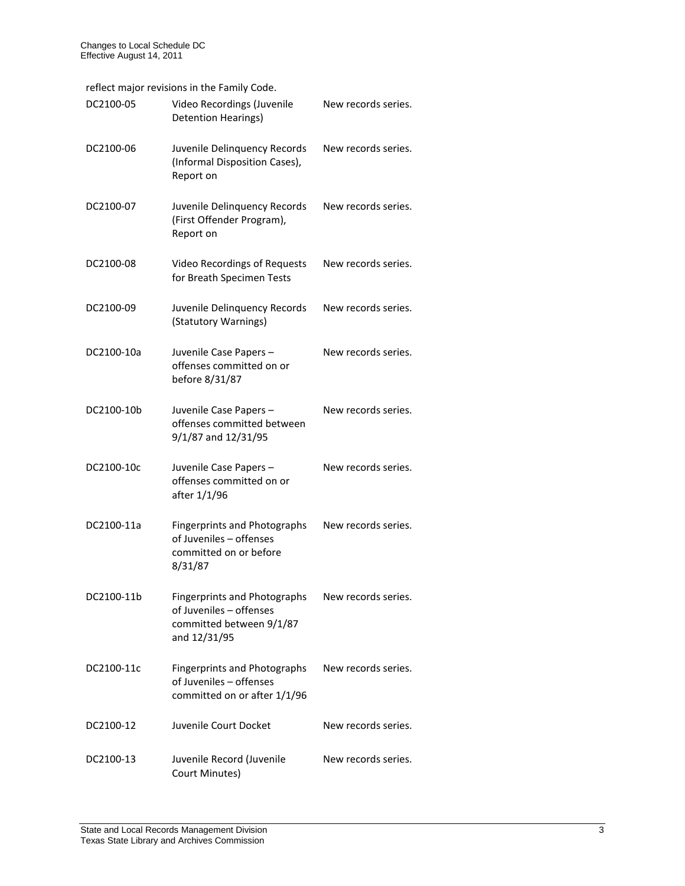reflect major revisions in the Family Code.

| | | |
|---|---|---|
| DC2100-05 | Video Recordings (Juvenile Detention Hearings) | New records series. |
| DC2100-06 | Juvenile Delinquency Records (Informal Disposition Cases), Report on | New records series. |
| DC2100-07 | Juvenile Delinquency Records (First Offender Program), Report on | New records series. |
| DC2100-08 | Video Recordings of Requests for Breath Specimen Tests | New records series. |
| DC2100-09 | Juvenile Delinquency Records (Statutory Warnings) | New records series. |
| DC2100-10a | Juvenile Case Papers – offenses committed on or before 8/31/87 | New records series. |
| DC2100-10b | Juvenile Case Papers – offenses committed between 9/1/87 and 12/31/95 | New records series. |
| DC2100-10c | Juvenile Case Papers – offenses committed on or after 1/1/96 | New records series. |
| DC2100-11a | Fingerprints and Photographs of Juveniles – offenses committed on or before 8/31/87 | New records series. |
| DC2100-11b | Fingerprints and Photographs of Juveniles – offenses committed between 9/1/87 and 12/31/95 | New records series. |
| DC2100-11c | Fingerprints and Photographs of Juveniles – offenses committed on or after 1/1/96 | New records series. |
| DC2100-12 | Juvenile Court Docket | New records series. |
| DC2100-13 | Juvenile Record (Juvenile Court Minutes) | New records series. |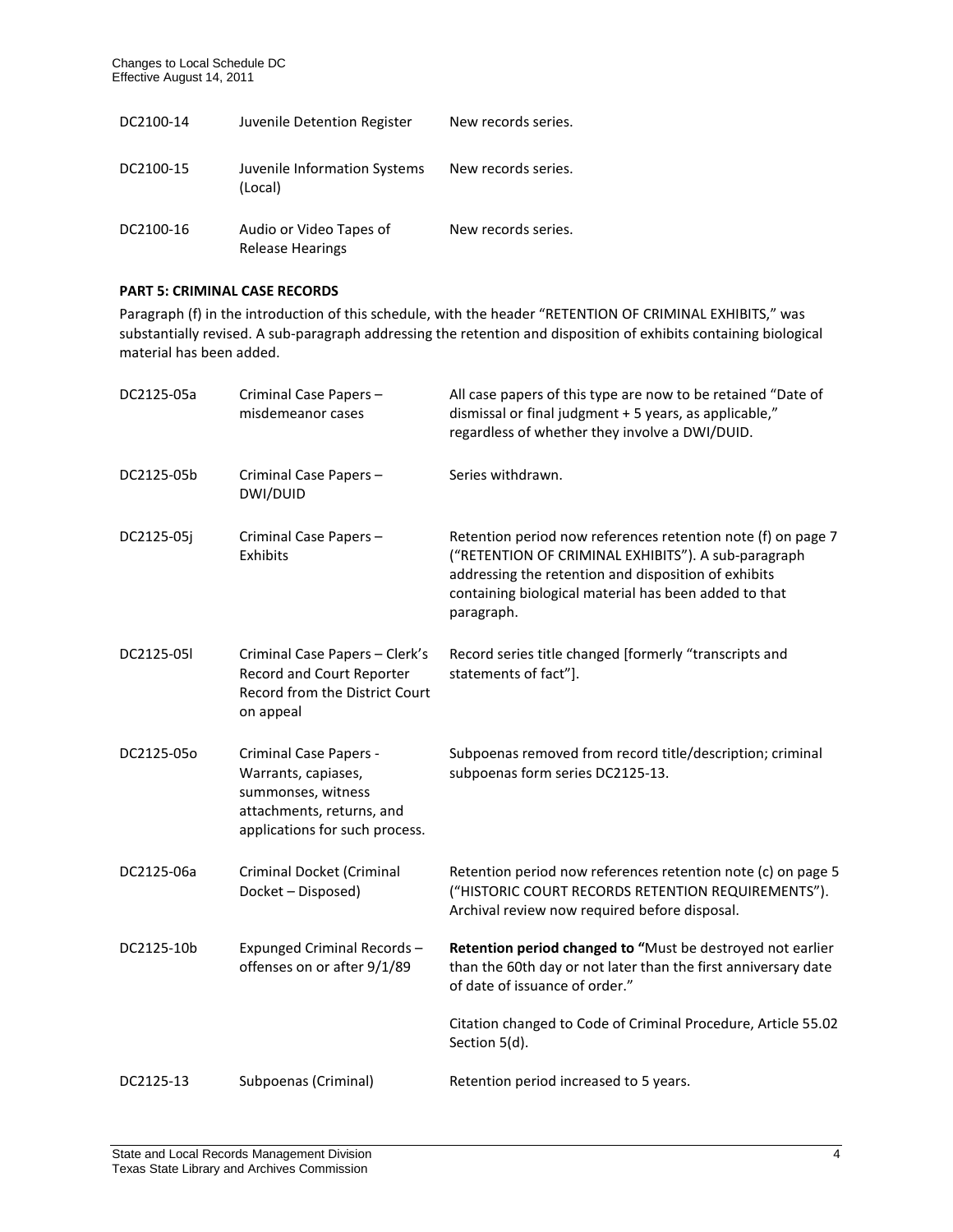| | | |
|---|---|---|
| DC2100-14 | Juvenile Detention Register | New records series. |
| DC2100-15 | Juvenile Information Systems (Local) | New records series. |
| DC2100-16 | Audio or Video Tapes of Release Hearings | New records series. |

**PART 5: CRIMINAL CASE RECORDS**

Paragraph (f) in the introduction of this schedule, with the header "RETENTION OF CRIMINAL EXHIBITS," was substantially revised. A sub-paragraph addressing the retention and disposition of exhibits containing biological material has been added.

| | | |
|---|---|---|
| DC2125-05a | Criminal Case Papers – misdemeanor cases | All case papers of this type are now to be retained "Date of dismissal or final judgment + 5 years, as applicable," regardless of whether they involve a DWI/DUID. |
| DC2125-05b | Criminal Case Papers – DWI/DUID | Series withdrawn. |
| DC2125-05j | Criminal Case Papers – Exhibits | Retention period now references retention note (f) on page 7 ("RETENTION OF CRIMINAL EXHIBITS"). A sub-paragraph addressing the retention and disposition of exhibits containing biological material has been added to that paragraph. |
| DC2125-05l | Criminal Case Papers – Clerk's Record and Court Reporter Record from the District Court on appeal | Record series title changed [formerly "transcripts and statements of fact"]. |
| DC2125-05o | Criminal Case Papers - Warrants, capiases, summonses, witness attachments, returns, and applications for such process. | Subpoenas removed from record title/description; criminal subpoenas form series DC2125-13. |
| DC2125-06a | Criminal Docket (Criminal Docket – Disposed) | Retention period now references retention note (c) on page 5 ("HISTORIC COURT RECORDS RETENTION REQUIREMENTS"). Archival review now required before disposal. |
| DC2125-10b | Expunged Criminal Records – offenses on or after 9/1/89 | **Retention period changed to "**Must be destroyed not earlier than the 60th day or not later than the first anniversary date of date of issuance of order."<br><br>Citation changed to Code of Criminal Procedure, Article 55.02 Section 5(d). |
| DC2125-13 | Subpoenas (Criminal) | Retention period increased to 5 years. |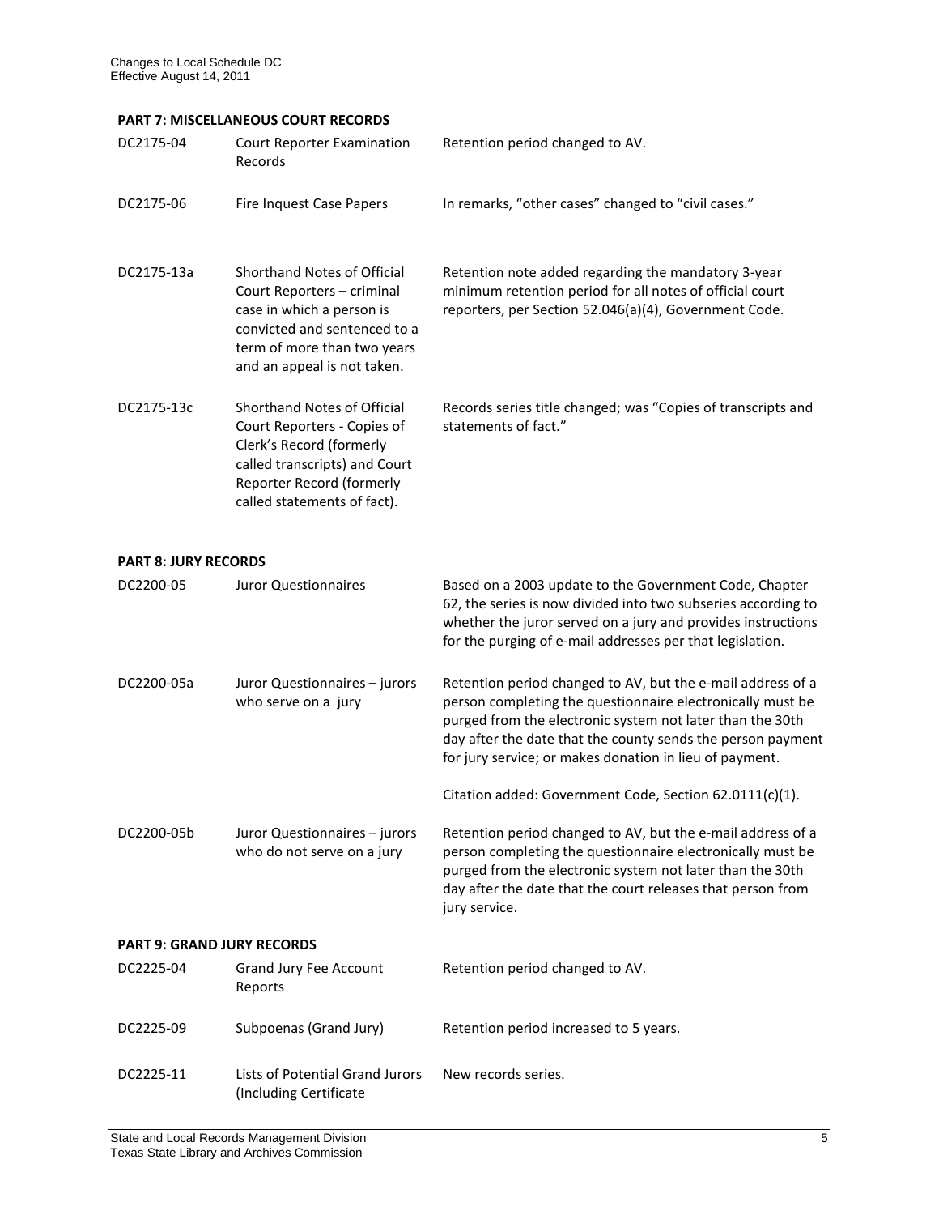**PART 7: MISCELLANEOUS COURT RECORDS**

| | | |
|---|---|---|
| DC2175-04 | Court Reporter Examination Records | Retention period changed to AV. |
| DC2175-06 | Fire Inquest Case Papers | In remarks, "other cases" changed to "civil cases." |
| DC2175-13a | Shorthand Notes of Official Court Reporters – criminal case in which a person is convicted and sentenced to a term of more than two years and an appeal is not taken. | Retention note added regarding the mandatory 3-year minimum retention period for all notes of official court reporters, per Section 52.046(a)(4), Government Code. |
| DC2175-13c | Shorthand Notes of Official Court Reporters - Copies of Clerk's Record (formerly called transcripts) and Court Reporter Record (formerly called statements of fact). | Records series title changed; was "Copies of transcripts and statements of fact." |

**PART 8: JURY RECORDS**

| | | |
|---|---|---|
| DC2200-05 | Juror Questionnaires | Based on a 2003 update to the Government Code, Chapter 62, the series is now divided into two subseries according to whether the juror served on a jury and provides instructions for the purging of e-mail addresses per that legislation. |
| DC2200-05a | Juror Questionnaires – jurors who serve on a jury | Retention period changed to AV, but the e-mail address of a person completing the questionnaire electronically must be purged from the electronic system not later than the 30th day after the date that the county sends the person payment for jury service; or makes donation in lieu of payment.<br><br>Citation added: Government Code, Section 62.0111(c)(1). |
| DC2200-05b | Juror Questionnaires – jurors who do not serve on a jury | Retention period changed to AV, but the e-mail address of a person completing the questionnaire electronically must be purged from the electronic system not later than the 30th day after the date that the court releases that person from jury service. |

**PART 9: GRAND JURY RECORDS**

| | | |
|---|---|---|
| DC2225-04 | Grand Jury Fee Account Reports | Retention period changed to AV. |
| DC2225-09 | Subpoenas (Grand Jury) | Retention period increased to 5 years. |
| DC2225-11 | Lists of Potential Grand Jurors (Including Certificate | New records series. |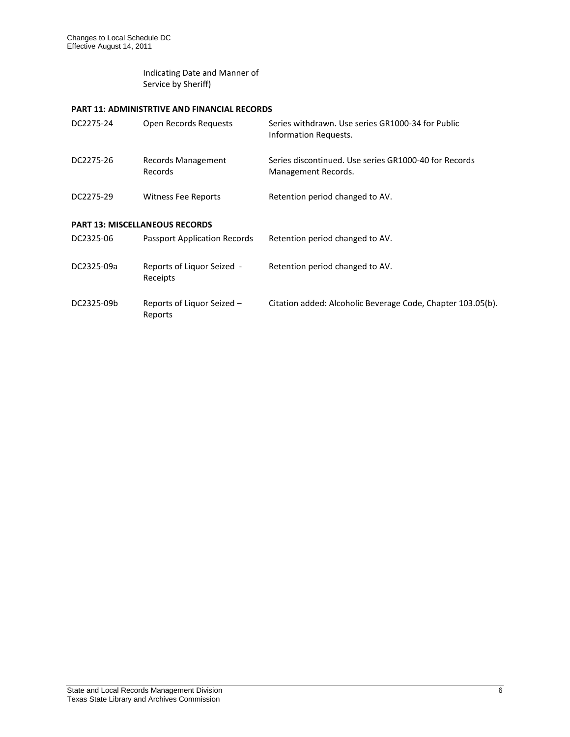Indicating Date and Manner of Service by Sheriff)

**PART 11: ADMINISTRTIVE AND FINANCIAL RECORDS**

| | | |
|---|---|---|
| DC2275-24 | Open Records Requests | Series withdrawn. Use series GR1000-34 for Public Information Requests. |
| DC2275-26 | Records Management Records | Series discontinued. Use series GR1000-40 for Records Management Records. |
| DC2275-29 | Witness Fee Reports | Retention period changed to AV. |

**PART 13: MISCELLANEOUS RECORDS**

| | | |
|---|---|---|
| DC2325-06 | Passport Application Records | Retention period changed to AV. |
| DC2325-09a | Reports of Liquor Seized - Receipts | Retention period changed to AV. |
| DC2325-09b | Reports of Liquor Seized – Reports | Citation added: Alcoholic Beverage Code, Chapter 103.05(b). |